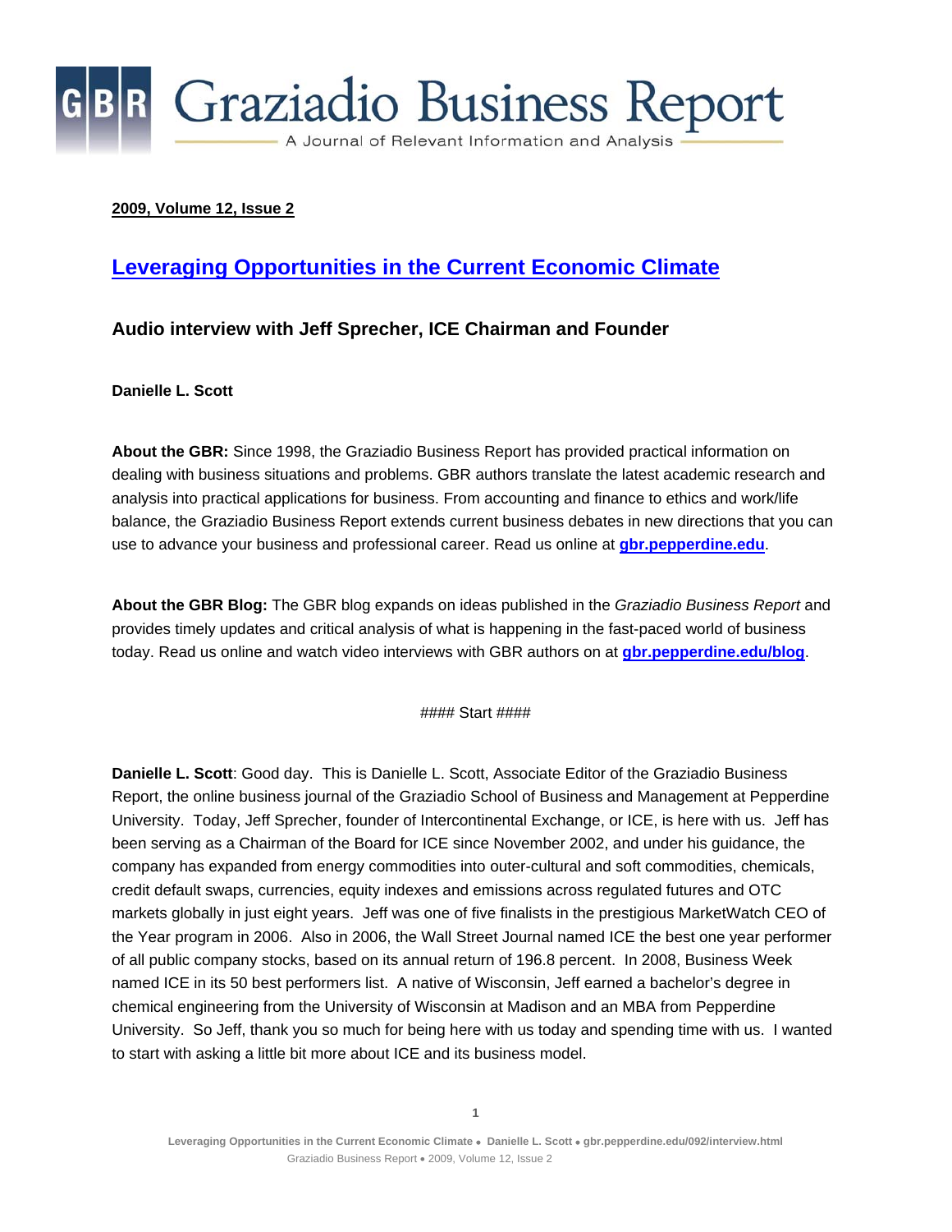# Graziadio Business Report

A Journal of Relevant Information and Analysis

**2009, Volume 12, Issue 2**

## Leveraging Opportunities in the Current Economic Climate

### Audio interview with Jeff Sprecher, ICE Chairman and Founder

**Danielle L. Scott**

**About the GBR:** Since 1998, the Graziadio Business Report has provided practical information on dealing with business situations and problems. GBR authors translate the latest academic research and analysis into practical applications for business. From accounting and finance to ethics and work/life balance, the Graziadio Business Report extends current business debates in new directions that you can use to advance your business and professional career. Read us online at **gbr.pepperdine.edu**.

**About the GBR Blog:** The GBR blog expands on ideas published in the *Graziadio Business Report* and provides timely updates and critical analysis of what is happening in the fast-paced world of business today. Read us online and watch video interviews with GBR authors on at **gbr.pepperdine.edu/blog**.

#### Start ####

**Danielle L. Scott**: Good day. This is Danielle L. Scott, Associate Editor of the Graziadio Business Report, the online business journal of the Graziadio School of Business and Management at Pepperdine University. Today, Jeff Sprecher, founder of Intercontinental Exchange, or ICE, is here with us. Jeff has been serving as a Chairman of the Board for ICE since November 2002, and under his guidance, the company has expanded from energy commodities into outer-cultural and soft commodities, chemicals, credit default swaps, currencies, equity indexes and emissions across regulated futures and OTC markets globally in just eight years. Jeff was one of five finalists in the prestigious MarketWatch CEO of the Year program in 2006. Also in 2006, the Wall Street Journal named ICE the best one year performer of all public company stocks, based on its annual return of 196.8 percent. In 2008, Business Week named ICE in its 50 best performers list. A native of Wisconsin, Jeff earned a bachelor's degree in chemical engineering from the University of Wisconsin at Madison and an MBA from Pepperdine University. So Jeff, thank you so much for being here with us today and spending time with us. I wanted to start with asking a little bit more about ICE and its business model.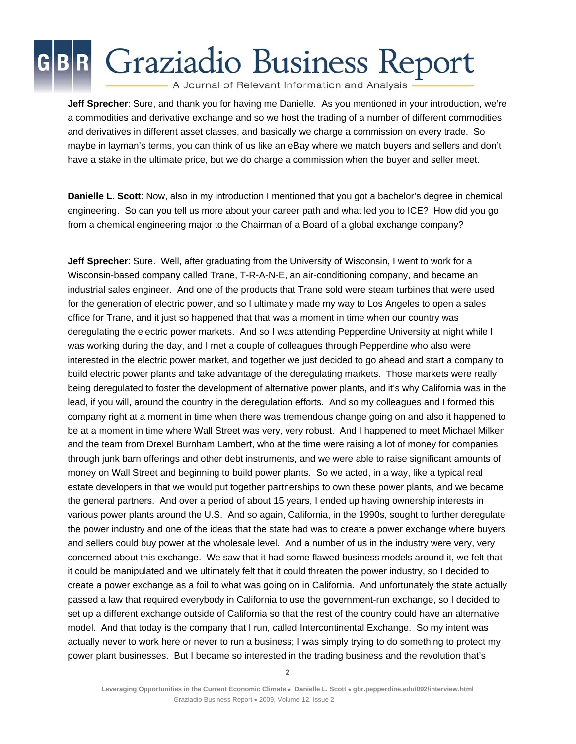**Jeff Sprecher**: Sure, and thank you for having me Danielle. As you mentioned in your introduction, we're a commodities and derivative exchange and so we host the trading of a number of different commodities and derivatives in different asset classes, and basically we charge a commission on every trade. So maybe in layman's terms, you can think of us like an eBay where we match buyers and sellers and don't have a stake in the ultimate price, but we do charge a commission when the buyer and seller meet.

**Danielle L. Scott**: Now, also in my introduction I mentioned that you got a bachelor's degree in chemical engineering. So can you tell us more about your career path and what led you to ICE? How did you go from a chemical engineering major to the Chairman of a Board of a global exchange company?

**Jeff Sprecher**: Sure. Well, after graduating from the University of Wisconsin, I went to work for a Wisconsin-based company called Trane, T-R-A-N-E, an air-conditioning company, and became an industrial sales engineer. And one of the products that Trane sold were steam turbines that were used for the generation of electric power, and so I ultimately made my way to Los Angeles to open a sales office for Trane, and it just so happened that that was a moment in time when our country was deregulating the electric power markets. And so I was attending Pepperdine University at night while I was working during the day, and I met a couple of colleagues through Pepperdine who also were interested in the electric power market, and together we just decided to go ahead and start a company to build electric power plants and take advantage of the deregulating markets. Those markets were really being deregulated to foster the development of alternative power plants, and it's why California was in the lead, if you will, around the country in the deregulation efforts. And so my colleagues and I formed this company right at a moment in time when there was tremendous change going on and also it happened to be at a moment in time where Wall Street was very, very robust. And I happened to meet Michael Milken and the team from Drexel Burnham Lambert, who at the time were raising a lot of money for companies through junk barn offerings and other debt instruments, and we were able to raise significant amounts of money on Wall Street and beginning to build power plants. So we acted, in a way, like a typical real estate developers in that we would put together partnerships to own these power plants, and we became the general partners. And over a period of about 15 years, I ended up having ownership interests in various power plants around the U.S. And so again, California, in the 1990s, sought to further deregulate the power industry and one of the ideas that the state had was to create a power exchange where buyers and sellers could buy power at the wholesale level. And a number of us in the industry were very, very concerned about this exchange. We saw that it had some flawed business models around it, we felt that it could be manipulated and we ultimately felt that it could threaten the power industry, so I decided to create a power exchange as a foil to what was going on in California. And unfortunately the state actually passed a law that required everybody in California to use the government-run exchange, so I decided to set up a different exchange outside of California so that the rest of the country could have an alternative model. And that today is the company that I run, called Intercontinental Exchange. So my intent was actually never to work here or never to run a business; I was simply trying to do something to protect my power plant businesses. But I became so interested in the trading business and the revolution that's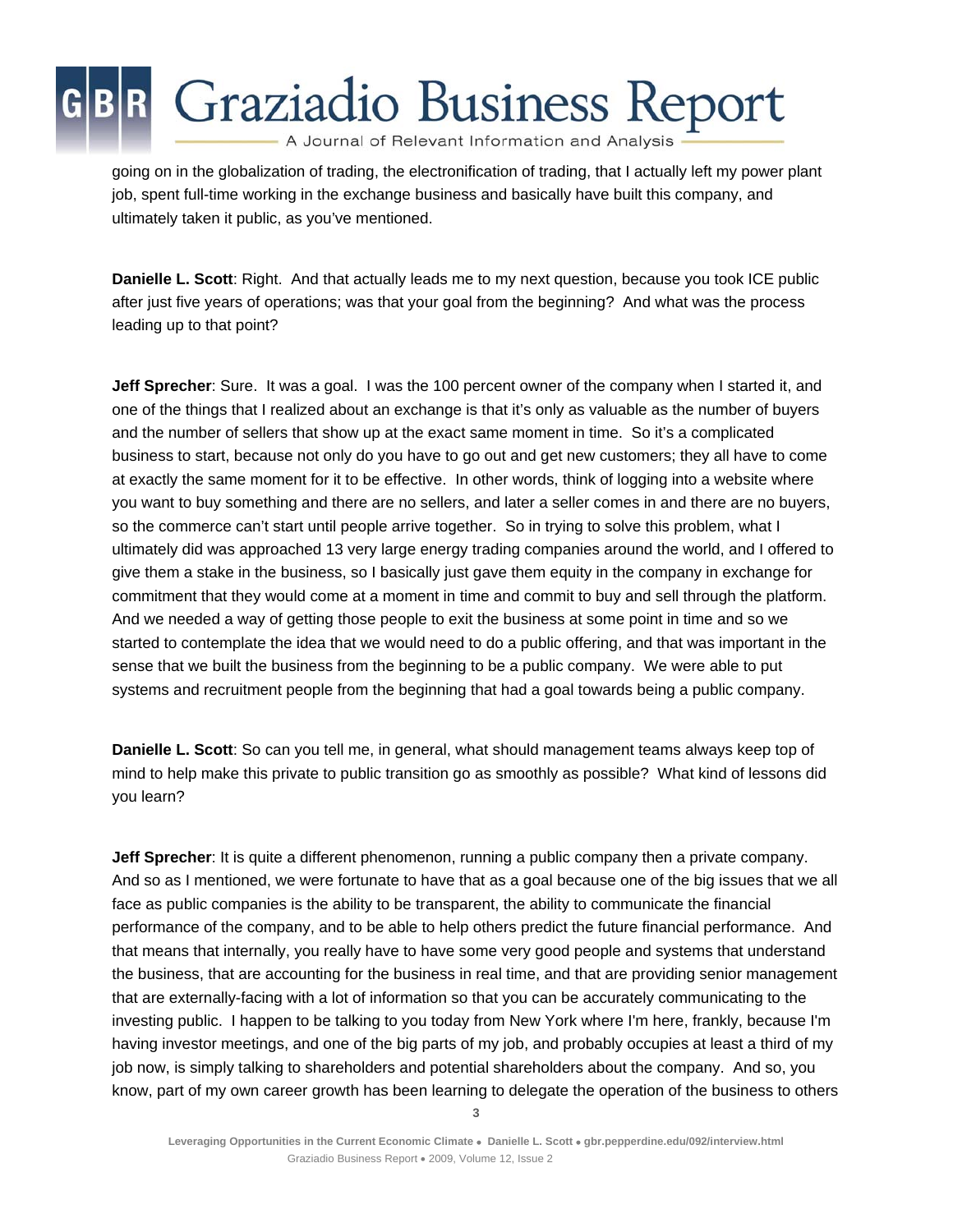going on in the globalization of trading, the electronification of trading, that I actually left my power plant job, spent full-time working in the exchange business and basically have built this company, and ultimately taken it public, as you've mentioned.

**Danielle L. Scott**: Right. And that actually leads me to my next question, because you took ICE public after just five years of operations; was that your goal from the beginning? And what was the process leading up to that point?

**Jeff Sprecher**: Sure. It was a goal. I was the 100 percent owner of the company when I started it, and one of the things that I realized about an exchange is that it's only as valuable as the number of buyers and the number of sellers that show up at the exact same moment in time. So it's a complicated business to start, because not only do you have to go out and get new customers; they all have to come at exactly the same moment for it to be effective. In other words, think of logging into a website where you want to buy something and there are no sellers, and later a seller comes in and there are no buyers, so the commerce can't start until people arrive together. So in trying to solve this problem, what I ultimately did was approached 13 very large energy trading companies around the world, and I offered to give them a stake in the business, so I basically just gave them equity in the company in exchange for commitment that they would come at a moment in time and commit to buy and sell through the platform. And we needed a way of getting those people to exit the business at some point in time and so we started to contemplate the idea that we would need to do a public offering, and that was important in the sense that we built the business from the beginning to be a public company. We were able to put systems and recruitment people from the beginning that had a goal towards being a public company.

**Danielle L. Scott**: So can you tell me, in general, what should management teams always keep top of mind to help make this private to public transition go as smoothly as possible? What kind of lessons did you learn?

**Jeff Sprecher**: It is quite a different phenomenon, running a public company then a private company. And so as I mentioned, we were fortunate to have that as a goal because one of the big issues that we all face as public companies is the ability to be transparent, the ability to communicate the financial performance of the company, and to be able to help others predict the future financial performance. And that means that internally, you really have to have some very good people and systems that understand the business, that are accounting for the business in real time, and that are providing senior management that are externally-facing with a lot of information so that you can be accurately communicating to the investing public. I happen to be talking to you today from New York where I'm here, frankly, because I'm having investor meetings, and one of the big parts of my job, and probably occupies at least a third of my job now, is simply talking to shareholders and potential shareholders about the company. And so, you know, part of my own career growth has been learning to delegate the operation of the business to others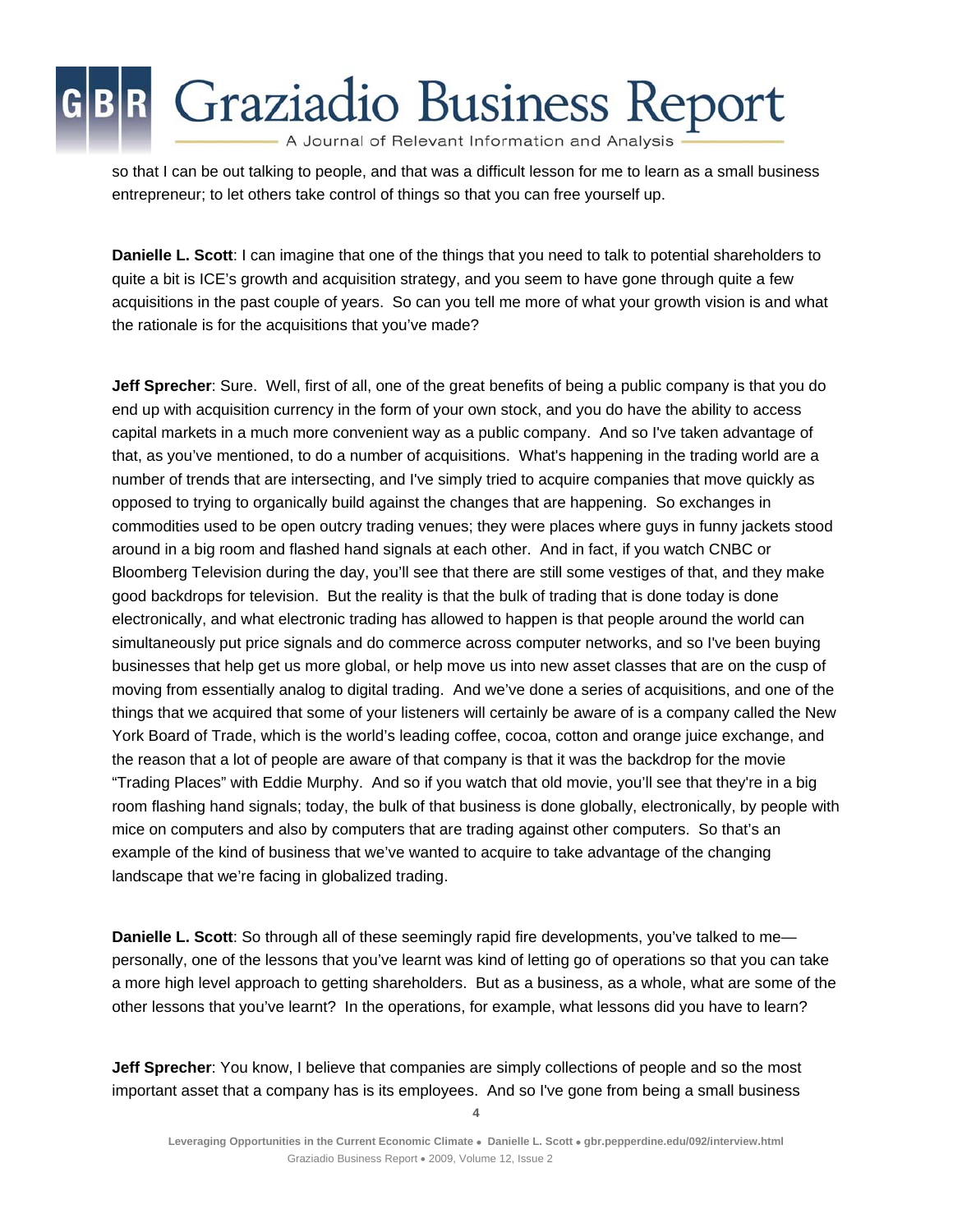so that I can be out talking to people, and that was a difficult lesson for me to learn as a small business entrepreneur; to let others take control of things so that you can free yourself up.

**Danielle L. Scott**: I can imagine that one of the things that you need to talk to potential shareholders to quite a bit is ICE's growth and acquisition strategy, and you seem to have gone through quite a few acquisitions in the past couple of years. So can you tell me more of what your growth vision is and what the rationale is for the acquisitions that you've made?

**Jeff Sprecher**: Sure. Well, first of all, one of the great benefits of being a public company is that you do end up with acquisition currency in the form of your own stock, and you do have the ability to access capital markets in a much more convenient way as a public company. And so I've taken advantage of that, as you've mentioned, to do a number of acquisitions. What's happening in the trading world are a number of trends that are intersecting, and I've simply tried to acquire companies that move quickly as opposed to trying to organically build against the changes that are happening. So exchanges in commodities used to be open outcry trading venues; they were places where guys in funny jackets stood around in a big room and flashed hand signals at each other. And in fact, if you watch CNBC or Bloomberg Television during the day, you'll see that there are still some vestiges of that, and they make good backdrops for television. But the reality is that the bulk of trading that is done today is done electronically, and what electronic trading has allowed to happen is that people around the world can simultaneously put price signals and do commerce across computer networks, and so I've been buying businesses that help get us more global, or help move us into new asset classes that are on the cusp of moving from essentially analog to digital trading. And we've done a series of acquisitions, and one of the things that we acquired that some of your listeners will certainly be aware of is a company called the New York Board of Trade, which is the world's leading coffee, cocoa, cotton and orange juice exchange, and the reason that a lot of people are aware of that company is that it was the backdrop for the movie "Trading Places" with Eddie Murphy. And so if you watch that old movie, you'll see that they're in a big room flashing hand signals; today, the bulk of that business is done globally, electronically, by people with mice on computers and also by computers that are trading against other computers. So that's an example of the kind of business that we've wanted to acquire to take advantage of the changing landscape that we're facing in globalized trading.

**Danielle L. Scott**: So through all of these seemingly rapid fire developments, you've talked to me—personally, one of the lessons that you've learnt was kind of letting go of operations so that you can take a more high level approach to getting shareholders. But as a business, as a whole, what are some of the other lessons that you've learnt? In the operations, for example, what lessons did you have to learn?

**Jeff Sprecher**: You know, I believe that companies are simply collections of people and so the most important asset that a company has is its employees. And so I've gone from being a small business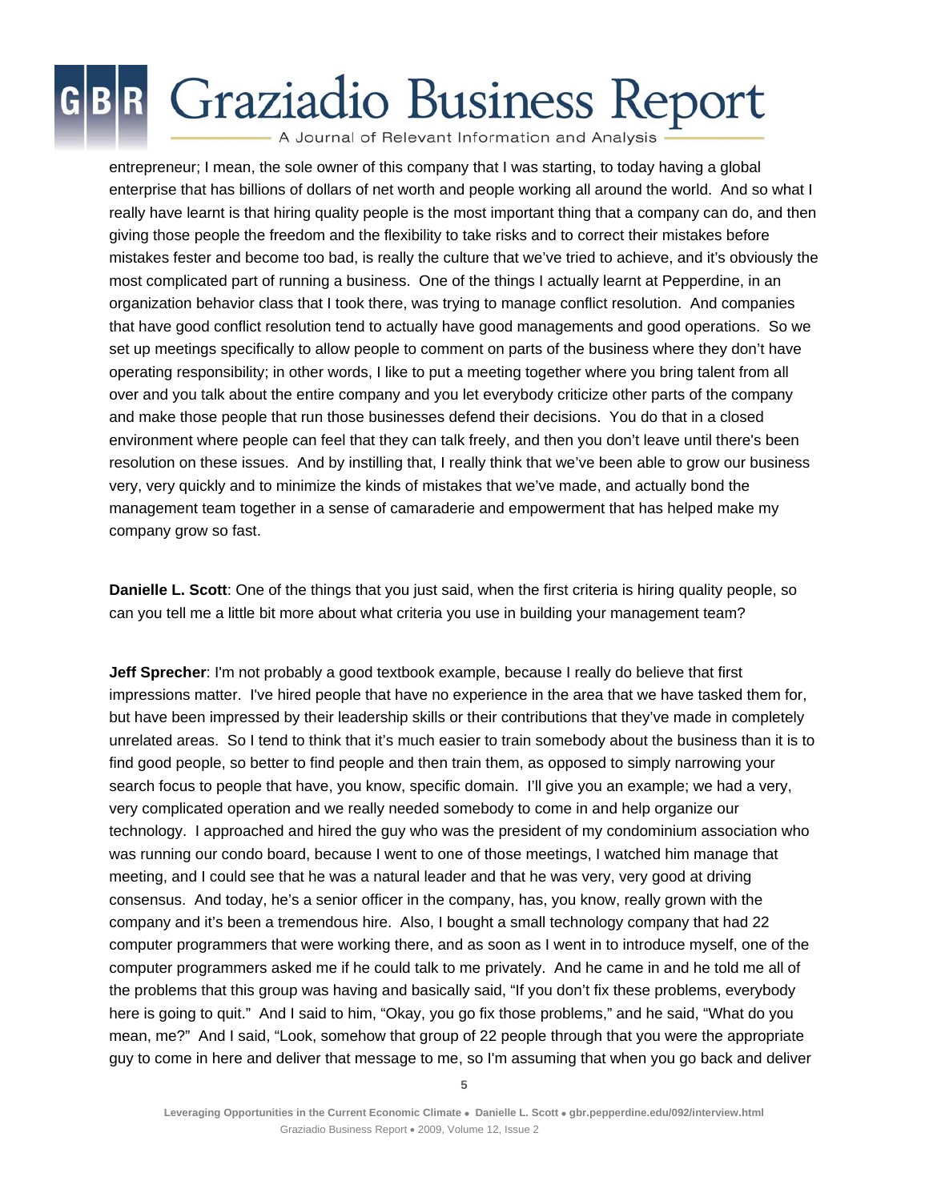entrepreneur; I mean, the sole owner of this company that I was starting, to today having a global enterprise that has billions of dollars of net worth and people working all around the world. And so what I really have learnt is that hiring quality people is the most important thing that a company can do, and then giving those people the freedom and the flexibility to take risks and to correct their mistakes before mistakes fester and become too bad, is really the culture that we've tried to achieve, and it's obviously the most complicated part of running a business. One of the things I actually learnt at Pepperdine, in an organization behavior class that I took there, was trying to manage conflict resolution. And companies that have good conflict resolution tend to actually have good managements and good operations. So we set up meetings specifically to allow people to comment on parts of the business where they don't have operating responsibility; in other words, I like to put a meeting together where you bring talent from all over and you talk about the entire company and you let everybody criticize other parts of the company and make those people that run those businesses defend their decisions. You do that in a closed environment where people can feel that they can talk freely, and then you don't leave until there's been resolution on these issues. And by instilling that, I really think that we've been able to grow our business very, very quickly and to minimize the kinds of mistakes that we've made, and actually bond the management team together in a sense of camaraderie and empowerment that has helped make my company grow so fast.

**Danielle L. Scott**: One of the things that you just said, when the first criteria is hiring quality people, so can you tell me a little bit more about what criteria you use in building your management team?

**Jeff Sprecher**: I'm not probably a good textbook example, because I really do believe that first impressions matter. I've hired people that have no experience in the area that we have tasked them for, but have been impressed by their leadership skills or their contributions that they've made in completely unrelated areas. So I tend to think that it's much easier to train somebody about the business than it is to find good people, so better to find people and then train them, as opposed to simply narrowing your search focus to people that have, you know, specific domain. I'll give you an example; we had a very, very complicated operation and we really needed somebody to come in and help organize our technology. I approached and hired the guy who was the president of my condominium association who was running our condo board, because I went to one of those meetings, I watched him manage that meeting, and I could see that he was a natural leader and that he was very, very good at driving consensus. And today, he's a senior officer in the company, has, you know, really grown with the company and it's been a tremendous hire. Also, I bought a small technology company that had 22 computer programmers that were working there, and as soon as I went in to introduce myself, one of the computer programmers asked me if he could talk to me privately. And he came in and he told me all of the problems that this group was having and basically said, "If you don't fix these problems, everybody here is going to quit." And I said to him, "Okay, you go fix those problems," and he said, "What do you mean, me?" And I said, "Look, somehow that group of 22 people through that you were the appropriate guy to come in here and deliver that message to me, so I'm assuming that when you go back and deliver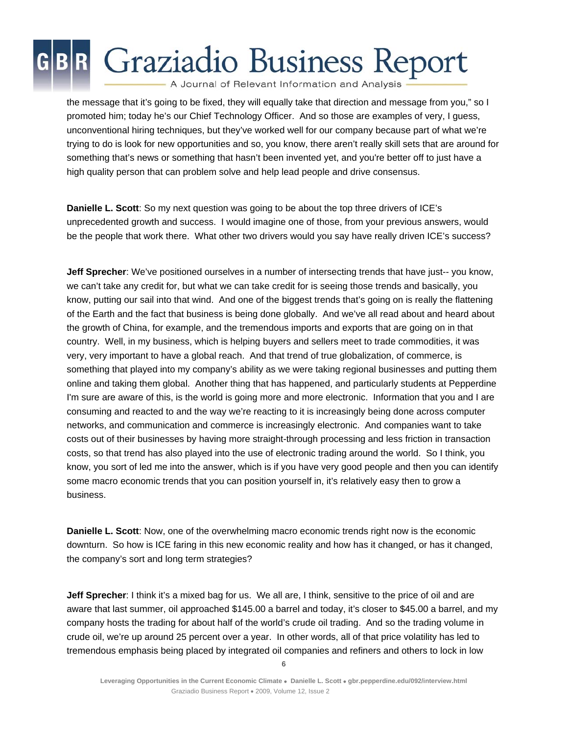the message that it's going to be fixed, they will equally take that direction and message from you," so I promoted him; today he's our Chief Technology Officer. And so those are examples of very, I guess, unconventional hiring techniques, but they've worked well for our company because part of what we're trying to do is look for new opportunities and so, you know, there aren't really skill sets that are around for something that's news or something that hasn't been invented yet, and you're better off to just have a high quality person that can problem solve and help lead people and drive consensus.

**Danielle L. Scott**: So my next question was going to be about the top three drivers of ICE's unprecedented growth and success. I would imagine one of those, from your previous answers, would be the people that work there. What other two drivers would you say have really driven ICE's success?

**Jeff Sprecher**: We've positioned ourselves in a number of intersecting trends that have just-- you know, we can't take any credit for, but what we can take credit for is seeing those trends and basically, you know, putting our sail into that wind. And one of the biggest trends that's going on is really the flattening of the Earth and the fact that business is being done globally. And we've all read about and heard about the growth of China, for example, and the tremendous imports and exports that are going on in that country. Well, in my business, which is helping buyers and sellers meet to trade commodities, it was very, very important to have a global reach. And that trend of true globalization, of commerce, is something that played into my company's ability as we were taking regional businesses and putting them online and taking them global. Another thing that has happened, and particularly students at Pepperdine I'm sure are aware of this, is the world is going more and more electronic. Information that you and I are consuming and reacted to and the way we're reacting to it is increasingly being done across computer networks, and communication and commerce is increasingly electronic. And companies want to take costs out of their businesses by having more straight-through processing and less friction in transaction costs, so that trend has also played into the use of electronic trading around the world. So I think, you know, you sort of led me into the answer, which is if you have very good people and then you can identify some macro economic trends that you can position yourself in, it's relatively easy then to grow a business.

**Danielle L. Scott**: Now, one of the overwhelming macro economic trends right now is the economic downturn. So how is ICE faring in this new economic reality and how has it changed, or has it changed, the company's sort and long term strategies?

**Jeff Sprecher**: I think it's a mixed bag for us. We all are, I think, sensitive to the price of oil and are aware that last summer, oil approached $145.00 a barrel and today, it's closer to $45.00 a barrel, and my company hosts the trading for about half of the world's crude oil trading. And so the trading volume in crude oil, we're up around 25 percent over a year. In other words, all of that price volatility has led to tremendous emphasis being placed by integrated oil companies and refiners and others to lock in low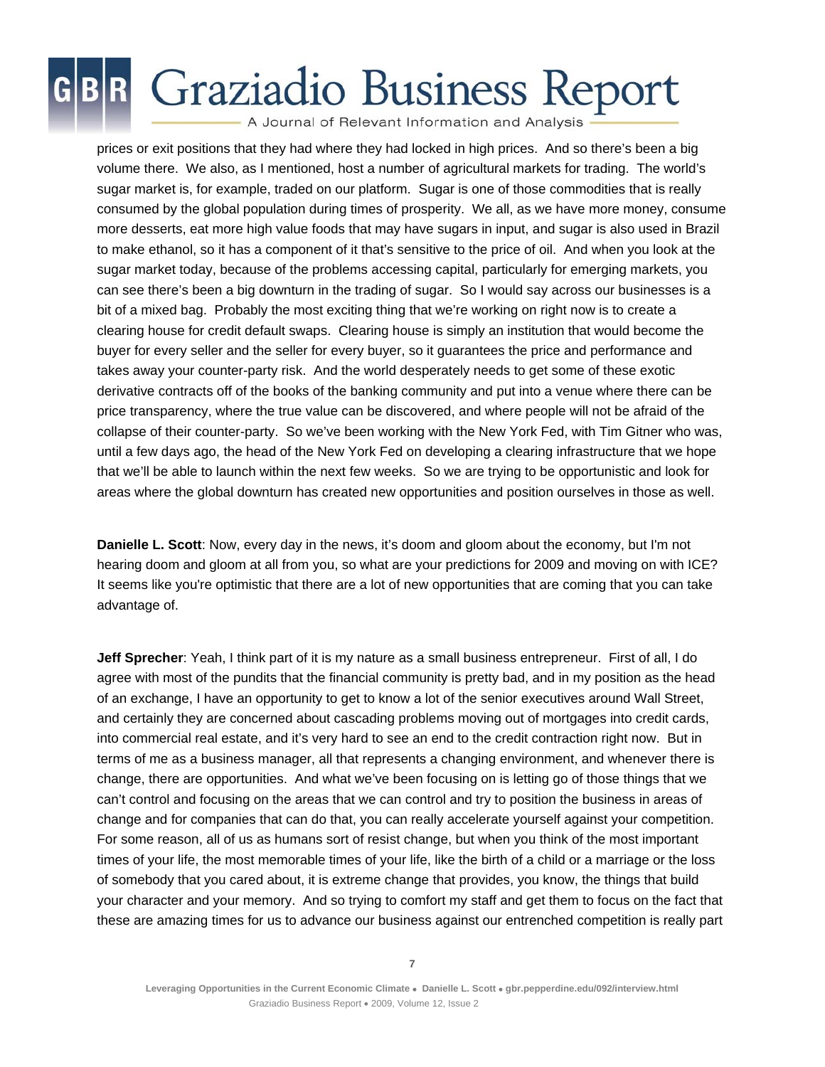prices or exit positions that they had where they had locked in high prices. And so there's been a big volume there. We also, as I mentioned, host a number of agricultural markets for trading. The world's sugar market is, for example, traded on our platform. Sugar is one of those commodities that is really consumed by the global population during times of prosperity. We all, as we have more money, consume more desserts, eat more high value foods that may have sugars in input, and sugar is also used in Brazil to make ethanol, so it has a component of it that's sensitive to the price of oil. And when you look at the sugar market today, because of the problems accessing capital, particularly for emerging markets, you can see there's been a big downturn in the trading of sugar. So I would say across our businesses is a bit of a mixed bag. Probably the most exciting thing that we're working on right now is to create a clearing house for credit default swaps. Clearing house is simply an institution that would become the buyer for every seller and the seller for every buyer, so it guarantees the price and performance and takes away your counter-party risk. And the world desperately needs to get some of these exotic derivative contracts off of the books of the banking community and put into a venue where there can be price transparency, where the true value can be discovered, and where people will not be afraid of the collapse of their counter-party. So we've been working with the New York Fed, with Tim Gitner who was, until a few days ago, the head of the New York Fed on developing a clearing infrastructure that we hope that we'll be able to launch within the next few weeks. So we are trying to be opportunistic and look for areas where the global downturn has created new opportunities and position ourselves in those as well.

**Danielle L. Scott**: Now, every day in the news, it's doom and gloom about the economy, but I'm not hearing doom and gloom at all from you, so what are your predictions for 2009 and moving on with ICE? It seems like you're optimistic that there are a lot of new opportunities that are coming that you can take advantage of.

**Jeff Sprecher**: Yeah, I think part of it is my nature as a small business entrepreneur. First of all, I do agree with most of the pundits that the financial community is pretty bad, and in my position as the head of an exchange, I have an opportunity to get to know a lot of the senior executives around Wall Street, and certainly they are concerned about cascading problems moving out of mortgages into credit cards, into commercial real estate, and it's very hard to see an end to the credit contraction right now. But in terms of me as a business manager, all that represents a changing environment, and whenever there is change, there are opportunities. And what we've been focusing on is letting go of those things that we can't control and focusing on the areas that we can control and try to position the business in areas of change and for companies that can do that, you can really accelerate yourself against your competition. For some reason, all of us as humans sort of resist change, but when you think of the most important times of your life, the most memorable times of your life, like the birth of a child or a marriage or the loss of somebody that you cared about, it is extreme change that provides, you know, the things that build your character and your memory. And so trying to comfort my staff and get them to focus on the fact that these are amazing times for us to advance our business against our entrenched competition is really part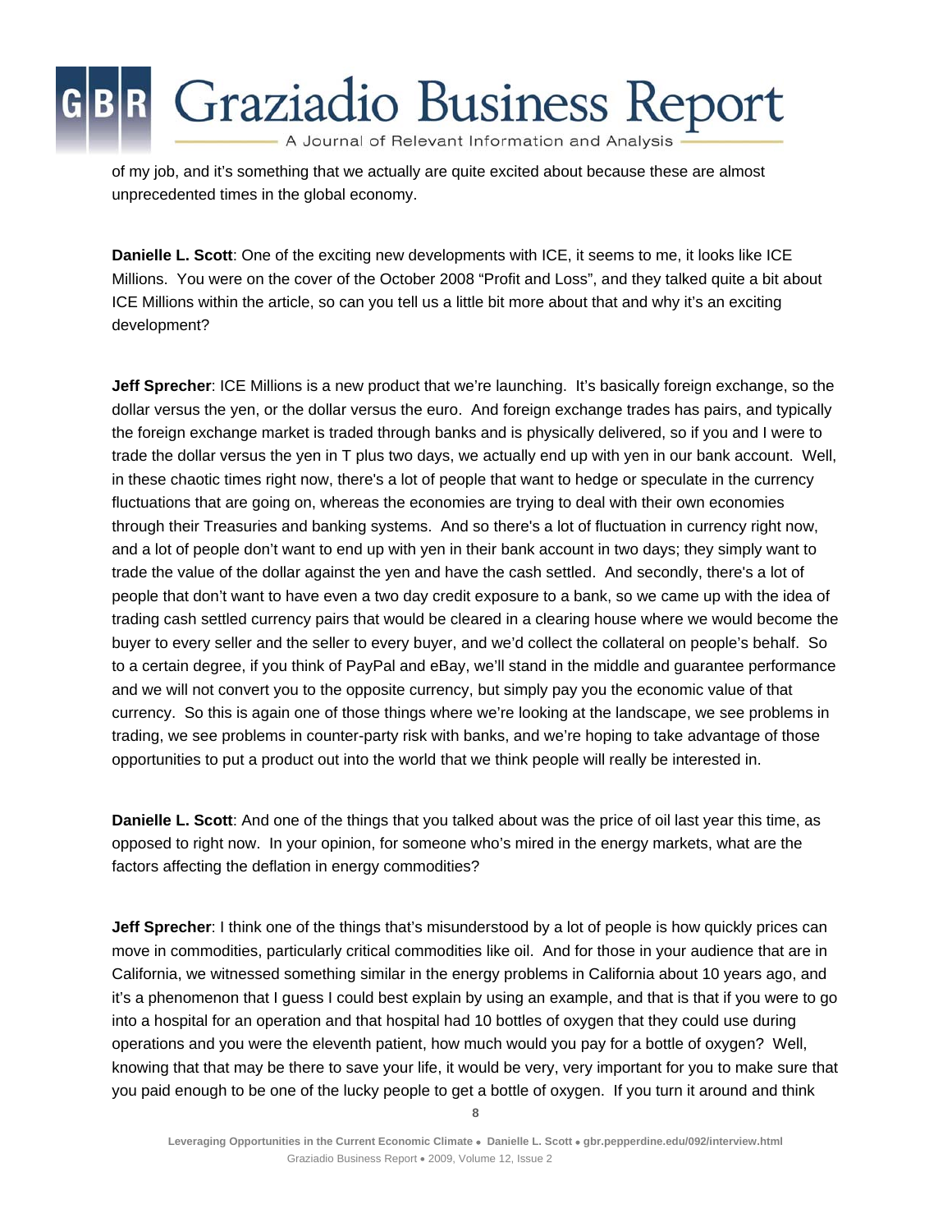of my job, and it's something that we actually are quite excited about because these are almost unprecedented times in the global economy.

**Danielle L. Scott**: One of the exciting new developments with ICE, it seems to me, it looks like ICE Millions. You were on the cover of the October 2008 "Profit and Loss", and they talked quite a bit about ICE Millions within the article, so can you tell us a little bit more about that and why it's an exciting development?

**Jeff Sprecher**: ICE Millions is a new product that we're launching. It's basically foreign exchange, so the dollar versus the yen, or the dollar versus the euro. And foreign exchange trades has pairs, and typically the foreign exchange market is traded through banks and is physically delivered, so if you and I were to trade the dollar versus the yen in T plus two days, we actually end up with yen in our bank account. Well, in these chaotic times right now, there's a lot of people that want to hedge or speculate in the currency fluctuations that are going on, whereas the economies are trying to deal with their own economies through their Treasuries and banking systems. And so there's a lot of fluctuation in currency right now, and a lot of people don't want to end up with yen in their bank account in two days; they simply want to trade the value of the dollar against the yen and have the cash settled. And secondly, there's a lot of people that don't want to have even a two day credit exposure to a bank, so we came up with the idea of trading cash settled currency pairs that would be cleared in a clearing house where we would become the buyer to every seller and the seller to every buyer, and we'd collect the collateral on people's behalf. So to a certain degree, if you think of PayPal and eBay, we'll stand in the middle and guarantee performance and we will not convert you to the opposite currency, but simply pay you the economic value of that currency. So this is again one of those things where we're looking at the landscape, we see problems in trading, we see problems in counter-party risk with banks, and we're hoping to take advantage of those opportunities to put a product out into the world that we think people will really be interested in.

**Danielle L. Scott**: And one of the things that you talked about was the price of oil last year this time, as opposed to right now. In your opinion, for someone who's mired in the energy markets, what are the factors affecting the deflation in energy commodities?

**Jeff Sprecher**: I think one of the things that's misunderstood by a lot of people is how quickly prices can move in commodities, particularly critical commodities like oil. And for those in your audience that are in California, we witnessed something similar in the energy problems in California about 10 years ago, and it's a phenomenon that I guess I could best explain by using an example, and that is that if you were to go into a hospital for an operation and that hospital had 10 bottles of oxygen that they could use during operations and you were the eleventh patient, how much would you pay for a bottle of oxygen? Well, knowing that that may be there to save your life, it would be very, very important for you to make sure that you paid enough to be one of the lucky people to get a bottle of oxygen. If you turn it around and think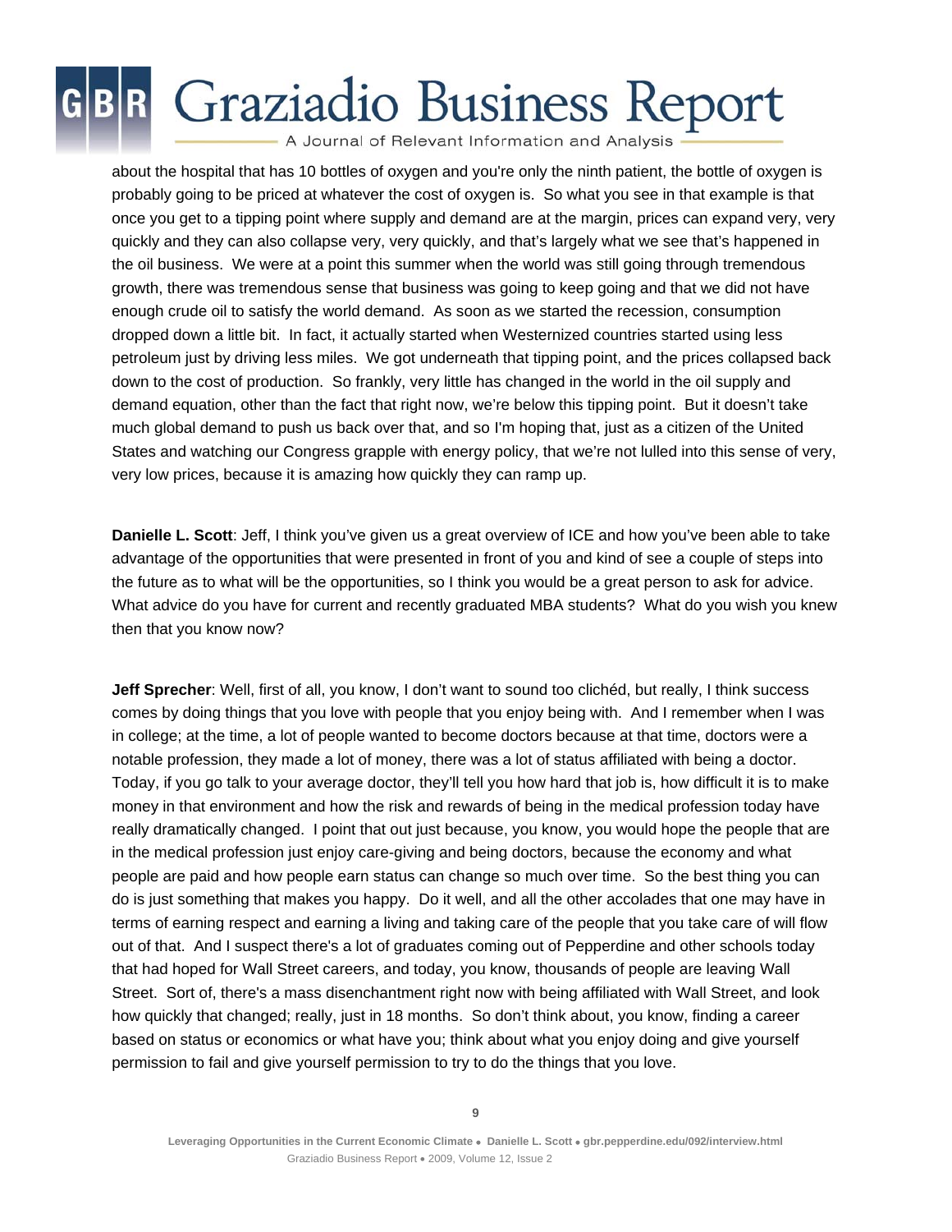about the hospital that has 10 bottles of oxygen and you're only the ninth patient, the bottle of oxygen is probably going to be priced at whatever the cost of oxygen is. So what you see in that example is that once you get to a tipping point where supply and demand are at the margin, prices can expand very, very quickly and they can also collapse very, very quickly, and that's largely what we see that's happened in the oil business. We were at a point this summer when the world was still going through tremendous growth, there was tremendous sense that business was going to keep going and that we did not have enough crude oil to satisfy the world demand. As soon as we started the recession, consumption dropped down a little bit. In fact, it actually started when Westernized countries started using less petroleum just by driving less miles. We got underneath that tipping point, and the prices collapsed back down to the cost of production. So frankly, very little has changed in the world in the oil supply and demand equation, other than the fact that right now, we're below this tipping point. But it doesn't take much global demand to push us back over that, and so I'm hoping that, just as a citizen of the United States and watching our Congress grapple with energy policy, that we're not lulled into this sense of very, very low prices, because it is amazing how quickly they can ramp up.

**Danielle L. Scott**: Jeff, I think you've given us a great overview of ICE and how you've been able to take advantage of the opportunities that were presented in front of you and kind of see a couple of steps into the future as to what will be the opportunities, so I think you would be a great person to ask for advice. What advice do you have for current and recently graduated MBA students? What do you wish you knew then that you know now?

**Jeff Sprecher**: Well, first of all, you know, I don't want to sound too clichéd, but really, I think success comes by doing things that you love with people that you enjoy being with. And I remember when I was in college; at the time, a lot of people wanted to become doctors because at that time, doctors were a notable profession, they made a lot of money, there was a lot of status affiliated with being a doctor. Today, if you go talk to your average doctor, they'll tell you how hard that job is, how difficult it is to make money in that environment and how the risk and rewards of being in the medical profession today have really dramatically changed. I point that out just because, you know, you would hope the people that are in the medical profession just enjoy care-giving and being doctors, because the economy and what people are paid and how people earn status can change so much over time. So the best thing you can do is just something that makes you happy. Do it well, and all the other accolades that one may have in terms of earning respect and earning a living and taking care of the people that you take care of will flow out of that. And I suspect there's a lot of graduates coming out of Pepperdine and other schools today that had hoped for Wall Street careers, and today, you know, thousands of people are leaving Wall Street. Sort of, there's a mass disenchantment right now with being affiliated with Wall Street, and look how quickly that changed; really, just in 18 months. So don't think about, you know, finding a career based on status or economics or what have you; think about what you enjoy doing and give yourself permission to fail and give yourself permission to try to do the things that you love.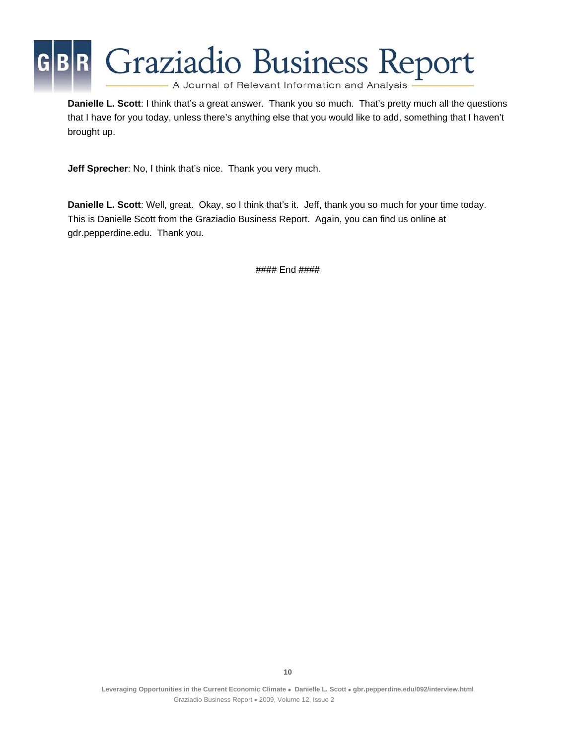**Danielle L. Scott**: I think that's a great answer. Thank you so much. That's pretty much all the questions that I have for you today, unless there's anything else that you would like to add, something that I haven't brought up.

**Jeff Sprecher**: No, I think that's nice. Thank you very much.

**Danielle L. Scott**: Well, great. Okay, so I think that's it. Jeff, thank you so much for your time today. This is Danielle Scott from the Graziadio Business Report. Again, you can find us online at gdr.pepperdine.edu. Thank you.

#### End ####